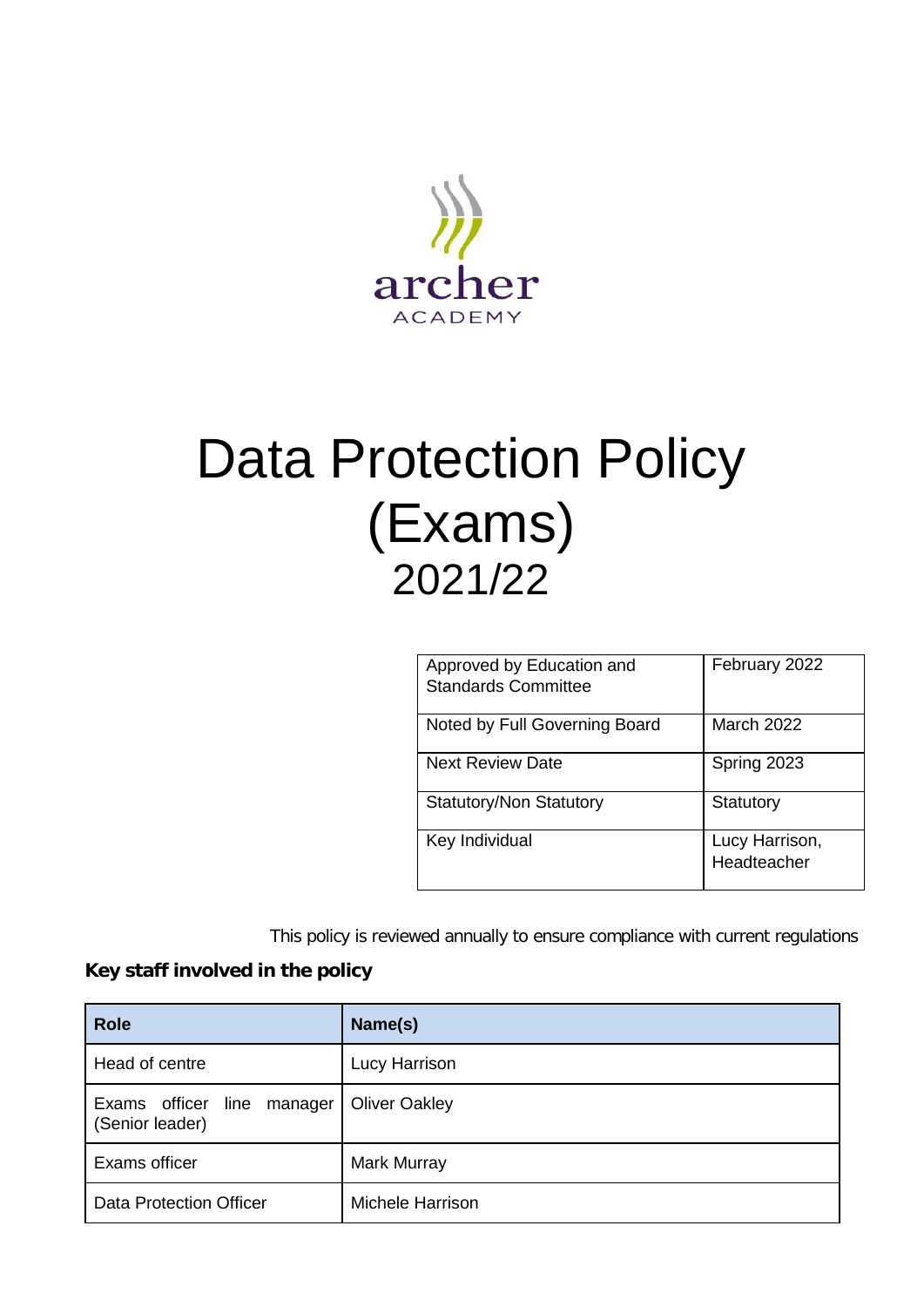archer
ACADEMY

# Data Protection Policy (Exams)
## 2021/22

| Approved by Education and Standards Committee | February 2022 |
|---|---|
| Noted by Full Governing Board | March 2022 |
| Next Review Date | Spring 2023 |
| Statutory/Non Statutory | Statutory |
| Key Individual | Lucy Harrison, Headteacher |

This policy is reviewed annually to ensure compliance with current regulations

**Key staff involved in the policy**

| Role | Name(s) |
|---|---|
| Head of centre | Lucy Harrison |
| Exams officer line manager (Senior leader) | Oliver Oakley |
| Exams officer | Mark Murray |
| Data Protection Officer | Michele Harrison |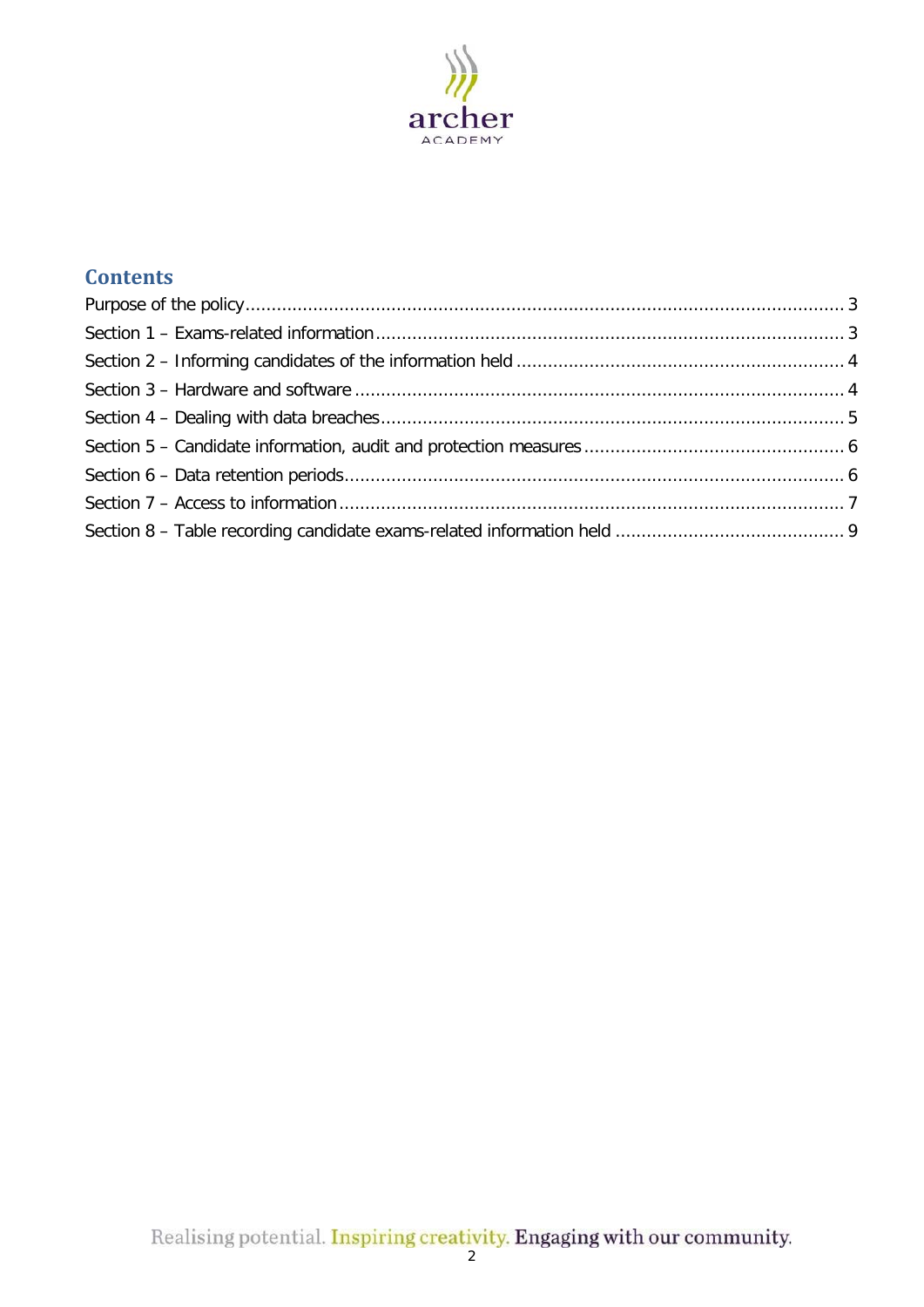## Contents

Purpose of the policy ........ 3
Section 1 – Exams-related information ........ 3
Section 2 – Informing candidates of the information held ........ 4
Section 3 – Hardware and software ........ 4
Section 4 – Dealing with data breaches ........ 5
Section 5 – Candidate information, audit and protection measures ........ 6
Section 6 – Data retention periods ........ 6
Section 7 – Access to information ........ 7
Section 8 – Table recording candidate exams-related information held ........ 9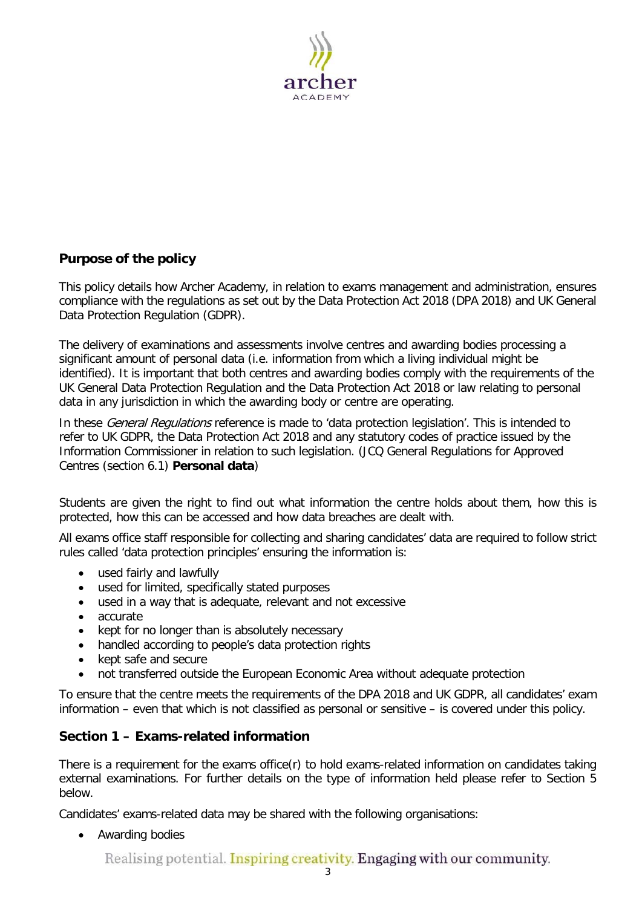## Purpose of the policy

This policy details how Archer Academy, in relation to exams management and administration, ensures compliance with the regulations as set out by the Data Protection Act 2018 (DPA 2018) and UK General Data Protection Regulation (GDPR).

The delivery of examinations and assessments involve centres and awarding bodies processing a significant amount of personal data (i.e. information from which a living individual might be identified). It is important that both centres and awarding bodies comply with the requirements of the UK General Data Protection Regulation and the Data Protection Act 2018 or law relating to personal data in any jurisdiction in which the awarding body or centre are operating.

In these *General Regulations* reference is made to 'data protection legislation'. This is intended to refer to UK GDPR, the Data Protection Act 2018 and any statutory codes of practice issued by the Information Commissioner in relation to such legislation. (JCQ General Regulations for Approved Centres (section 6.1) **Personal data**)

Students are given the right to find out what information the centre holds about them, how this is protected, how this can be accessed and how data breaches are dealt with.

All exams office staff responsible for collecting and sharing candidates' data are required to follow strict rules called 'data protection principles' ensuring the information is:

- used fairly and lawfully
- used for limited, specifically stated purposes
- used in a way that is adequate, relevant and not excessive
- accurate
- kept for no longer than is absolutely necessary
- handled according to people's data protection rights
- kept safe and secure
- not transferred outside the European Economic Area without adequate protection

To ensure that the centre meets the requirements of the DPA 2018 and UK GDPR, all candidates' exam information – even that which is not classified as personal or sensitive – is covered under this policy.

## Section 1 – Exams-related information

There is a requirement for the exams office(r) to hold exams-related information on candidates taking external examinations. For further details on the type of information held please refer to Section 5 below.

Candidates' exams-related data may be shared with the following organisations:

- Awarding bodies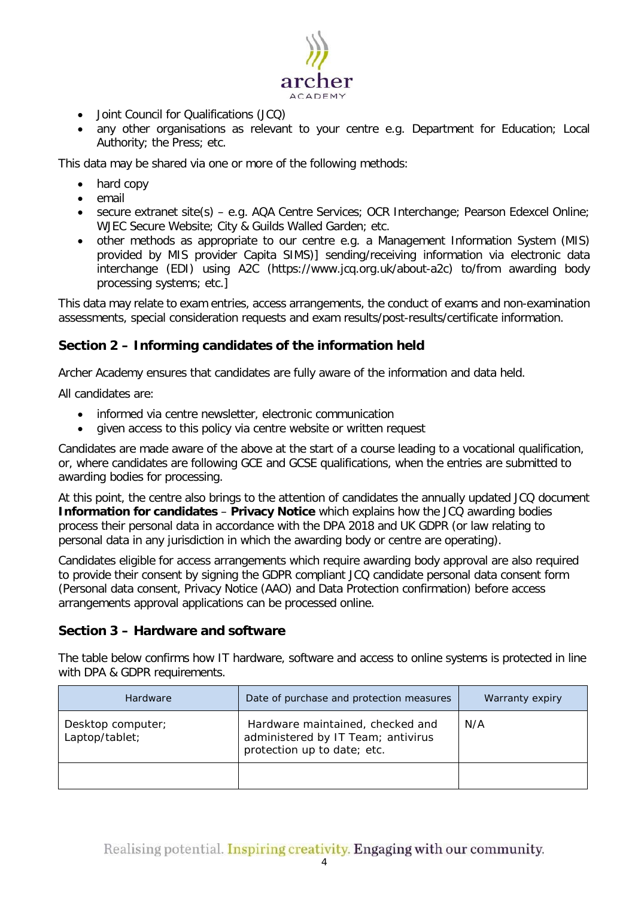- Joint Council for Qualifications (JCQ)
- any other organisations as relevant to your centre e.g. Department for Education; Local Authority; the Press; etc.

This data may be shared via one or more of the following methods:

- hard copy
- email
- secure extranet site(s) – e.g. AQA Centre Services; OCR Interchange; Pearson Edexcel Online; WJEC Secure Website; City & Guilds Walled Garden; etc.
- other methods as appropriate to our centre e.g. a Management Information System (MIS) provided by MIS provider Capita SIMS)] sending/receiving information via electronic data interchange (EDI) using A2C (https://www.jcq.org.uk/about-a2c) to/from awarding body processing systems; etc.]

This data may relate to exam entries, access arrangements, the conduct of exams and non-examination assessments, special consideration requests and exam results/post-results/certificate information.

## Section 2 – Informing candidates of the information held

Archer Academy ensures that candidates are fully aware of the information and data held.

All candidates are:

- informed via centre newsletter, electronic communication
- given access to this policy via centre website or written request

Candidates are made aware of the above at the start of a course leading to a vocational qualification, or, where candidates are following GCE and GCSE qualifications, when the entries are submitted to awarding bodies for processing.

At this point, the centre also brings to the attention of candidates the annually updated JCQ document **Information for candidates** – **Privacy Notice** which explains how the JCQ awarding bodies process their personal data in accordance with the DPA 2018 and UK GDPR (or law relating to personal data in any jurisdiction in which the awarding body or centre are operating).

Candidates eligible for access arrangements which require awarding body approval are also required to provide their consent by signing the GDPR compliant JCQ candidate personal data consent form (Personal data consent, Privacy Notice (AAO) and Data Protection confirmation) before access arrangements approval applications can be processed online.

## Section 3 – Hardware and software

The table below confirms how IT hardware, software and access to online systems is protected in line with DPA & GDPR requirements.

| Hardware | Date of purchase and protection measures | Warranty expiry |
|---|---|---|
| Desktop computer; Laptop/tablet; | Hardware maintained, checked and administered by IT Team; antivirus protection up to date; etc. | N/A |
| | | |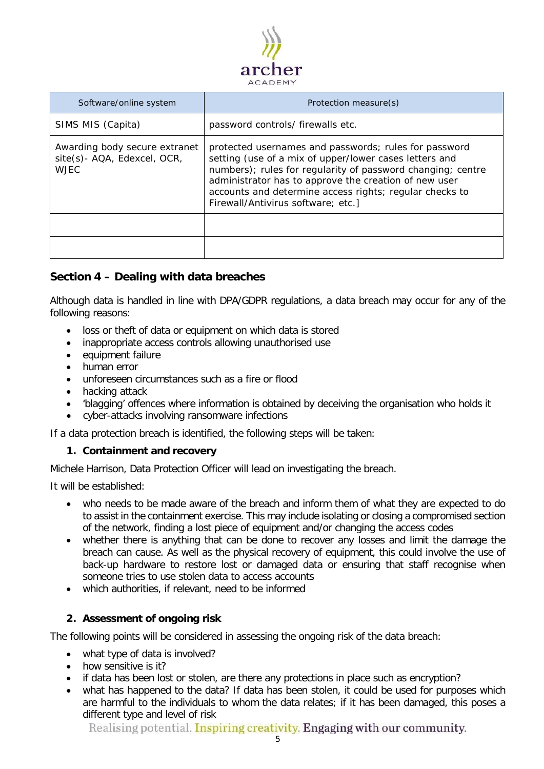| Software/online system | Protection measure(s) |
| --- | --- |
| SIMS MIS (Capita) | password controls/ firewalls etc. |
| Awarding body secure extranet site(s)- AQA, Edexcel, OCR, WJEC | protected usernames and passwords; rules for password setting (use of a mix of upper/lower cases letters and numbers); rules for regularity of password changing; centre administrator has to approve the creation of new user accounts and determine access rights; regular checks to Firewall/Antivirus software; etc.] |
| | |
| | |

## Section 4 – Dealing with data breaches

Although data is handled in line with DPA/GDPR regulations, a data breach may occur for any of the following reasons:

- loss or theft of data or equipment on which data is stored
- inappropriate access controls allowing unauthorised use
- equipment failure
- human error
- unforeseen circumstances such as a fire or flood
- hacking attack
- 'blagging' offences where information is obtained by deceiving the organisation who holds it
- cyber-attacks involving ransomware infections

If a data protection breach is identified, the following steps will be taken:

### 1. Containment and recovery

Michele Harrison, Data Protection Officer will lead on investigating the breach.

It will be established:

- who needs to be made aware of the breach and inform them of what they are expected to do to assist in the containment exercise. This may include isolating or closing a compromised section of the network, finding a lost piece of equipment and/or changing the access codes
- whether there is anything that can be done to recover any losses and limit the damage the breach can cause. As well as the physical recovery of equipment, this could involve the use of back-up hardware to restore lost or damaged data or ensuring that staff recognise when someone tries to use stolen data to access accounts
- which authorities, if relevant, need to be informed

### 2. Assessment of ongoing risk

The following points will be considered in assessing the ongoing risk of the data breach:

- what type of data is involved?
- how sensitive is it?
- if data has been lost or stolen, are there any protections in place such as encryption?
- what has happened to the data? If data has been stolen, it could be used for purposes which are harmful to the individuals to whom the data relates; if it has been damaged, this poses a different type and level of risk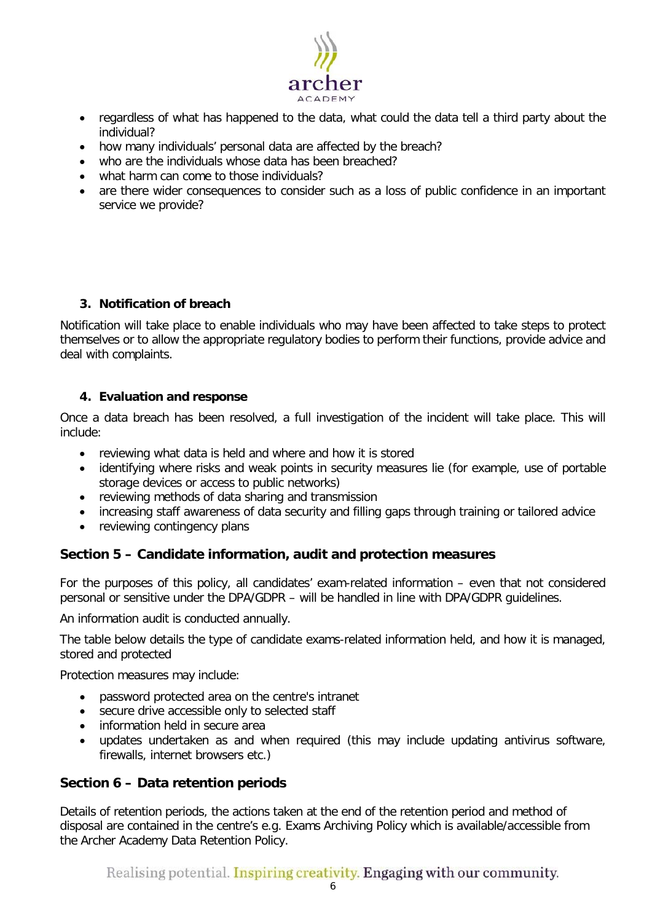- regardless of what has happened to the data, what could the data tell a third party about the individual?
- how many individuals' personal data are affected by the breach?
- who are the individuals whose data has been breached?
- what harm can come to those individuals?
- are there wider consequences to consider such as a loss of public confidence in an important service we provide?

### 3. Notification of breach

Notification will take place to enable individuals who may have been affected to take steps to protect themselves or to allow the appropriate regulatory bodies to perform their functions, provide advice and deal with complaints.

### 4. Evaluation and response

Once a data breach has been resolved, a full investigation of the incident will take place. This will include:

- reviewing what data is held and where and how it is stored
- identifying where risks and weak points in security measures lie (for example, use of portable storage devices or access to public networks)
- reviewing methods of data sharing and transmission
- increasing staff awareness of data security and filling gaps through training or tailored advice
- reviewing contingency plans

## Section 5 – Candidate information, audit and protection measures

For the purposes of this policy, all candidates' exam-related information – even that not considered personal or sensitive under the DPA/GDPR – will be handled in line with DPA/GDPR guidelines.

An information audit is conducted annually.

The table below details the type of candidate exams-related information held, and how it is managed, stored and protected

Protection measures may include:

- password protected area on the centre's intranet
- secure drive accessible only to selected staff
- information held in secure area
- updates undertaken as and when required (this may include updating antivirus software, firewalls, internet browsers etc.)

## Section 6 – Data retention periods

Details of retention periods, the actions taken at the end of the retention period and method of disposal are contained in the centre's e.g. Exams Archiving Policy which is available/accessible from the Archer Academy Data Retention Policy.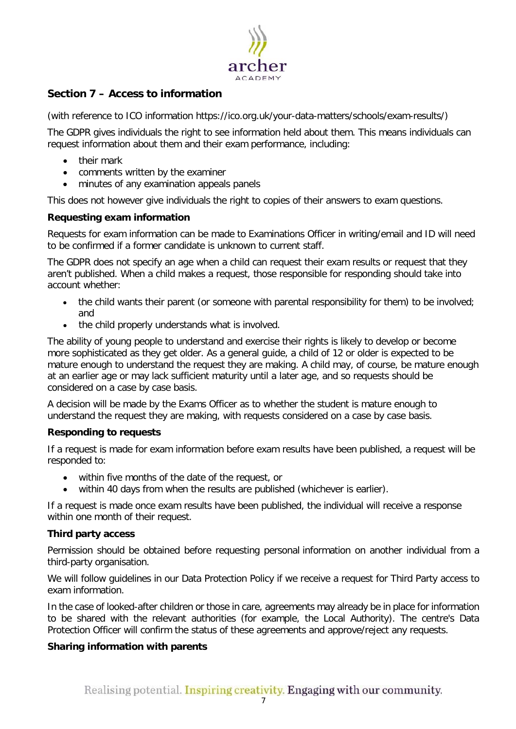## Section 7 – Access to information

(with reference to ICO information https://ico.org.uk/your-data-matters/schools/exam-results/)

The GDPR gives individuals the right to see information held about them. This means individuals can request information about them and their exam performance, including:

- their mark
- comments written by the examiner
- minutes of any examination appeals panels

This does not however give individuals the right to copies of their answers to exam questions.

### Requesting exam information

Requests for exam information can be made to Examinations Officer in writing/email and ID will need to be confirmed if a former candidate is unknown to current staff.

The GDPR does not specify an age when a child can request their exam results or request that they aren't published. When a child makes a request, those responsible for responding should take into account whether:

- the child wants their parent (or someone with parental responsibility for them) to be involved; and
- the child properly understands what is involved.

The ability of young people to understand and exercise their rights is likely to develop or become more sophisticated as they get older. As a general guide, a child of 12 or older is expected to be mature enough to understand the request they are making. A child may, of course, be mature enough at an earlier age or may lack sufficient maturity until a later age, and so requests should be considered on a case by case basis.

A decision will be made by the Exams Officer as to whether the student is mature enough to understand the request they are making, with requests considered on a case by case basis.

### Responding to requests

If a request is made for exam information before exam results have been published, a request will be responded to:

- within five months of the date of the request, or
- within 40 days from when the results are published (whichever is earlier).

If a request is made once exam results have been published, the individual will receive a response within one month of their request.

### Third party access

Permission should be obtained before requesting personal information on another individual from a third-party organisation.

We will follow guidelines in our Data Protection Policy if we receive a request for Third Party access to exam information.

In the case of looked-after children or those in care, agreements may already be in place for information to be shared with the relevant authorities (for example, the Local Authority). The centre's Data Protection Officer will confirm the status of these agreements and approve/reject any requests.

### Sharing information with parents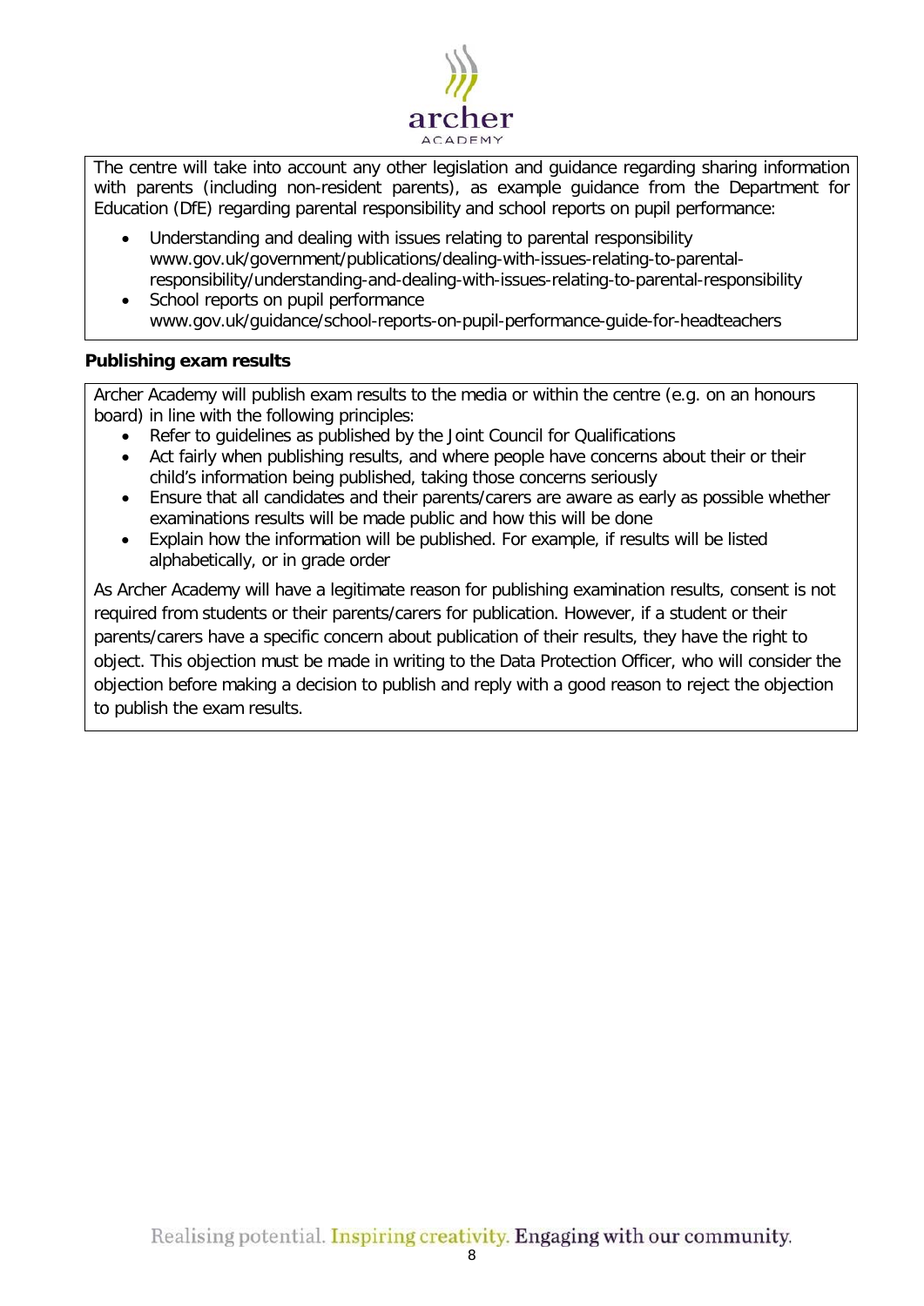The centre will take into account any other legislation and guidance regarding sharing information with parents (including non-resident parents), as example guidance from the Department for Education (DfE) regarding parental responsibility and school reports on pupil performance:

- Understanding and dealing with issues relating to parental responsibility www.gov.uk/government/publications/dealing-with-issues-relating-to-parental-responsibility/understanding-and-dealing-with-issues-relating-to-parental-responsibility
- School reports on pupil performance www.gov.uk/guidance/school-reports-on-pupil-performance-guide-for-headteachers

**Publishing exam results**

Archer Academy will publish exam results to the media or within the centre (e.g. on an honours board) in line with the following principles:

- Refer to guidelines as published by the Joint Council for Qualifications
- Act fairly when publishing results, and where people have concerns about their or their child's information being published, taking those concerns seriously
- Ensure that all candidates and their parents/carers are aware as early as possible whether examinations results will be made public and how this will be done
- Explain how the information will be published. For example, if results will be listed alphabetically, or in grade order

As Archer Academy will have a legitimate reason for publishing examination results, consent is not required from students or their parents/carers for publication. However, if a student or their parents/carers have a specific concern about publication of their results, they have the right to object. This objection must be made in writing to the Data Protection Officer, who will consider the objection before making a decision to publish and reply with a good reason to reject the objection to publish the exam results.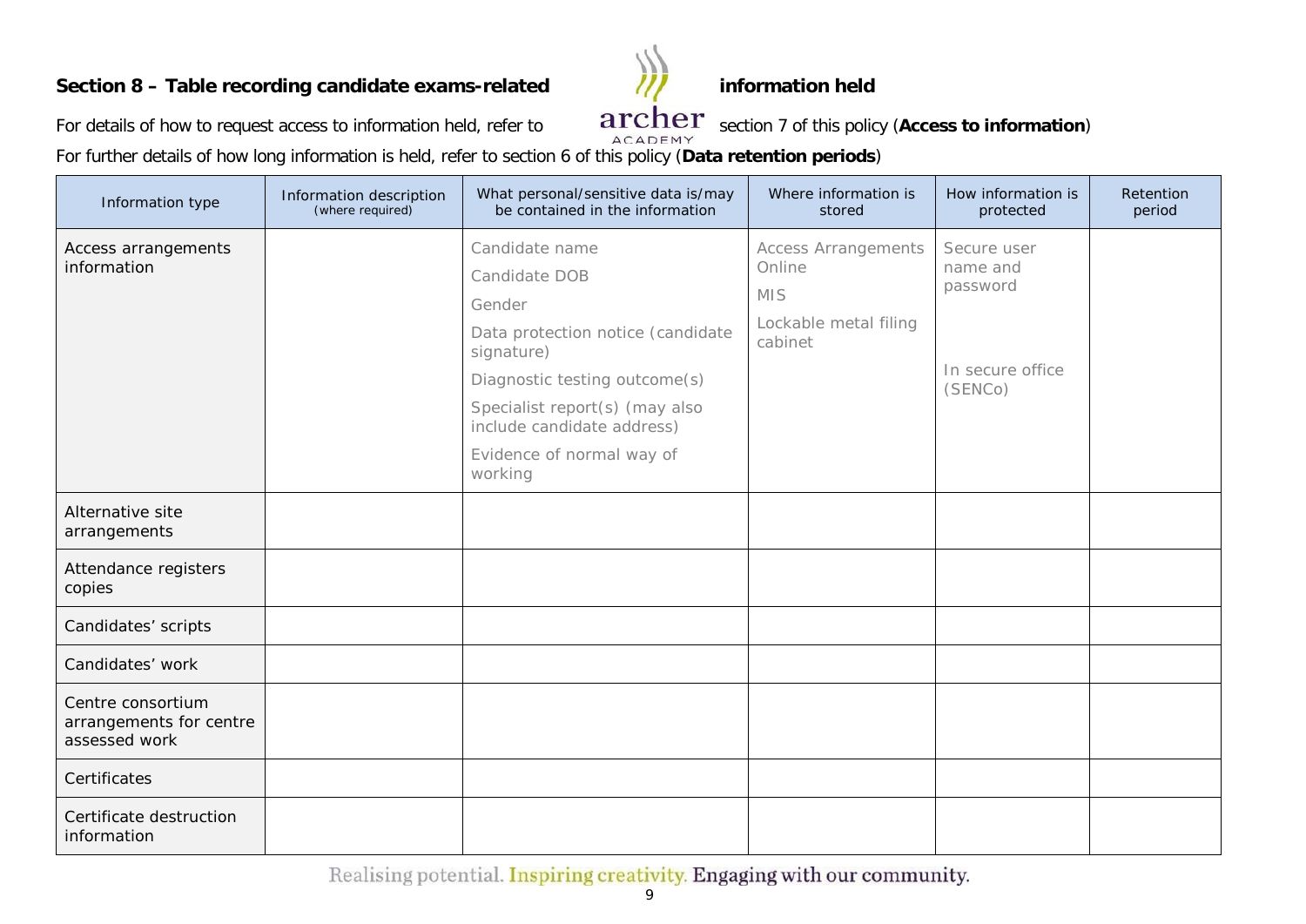## Section 8 – Table recording candidate exams-related information held

For details of how to request access to information held, refer to section 7 of this policy (**Access to information**)

For further details of how long information is held, refer to section 6 of this policy (**Data retention periods**)

| Information type | Information description (where required) | What personal/sensitive data is/may be contained in the information | Where information is stored | How information is protected | Retention period |
|---|---|---|---|---|---|
| Access arrangements information | | Candidate name<br>Candidate DOB<br>Gender<br>Data protection notice (candidate signature)<br>Diagnostic testing outcome(s)<br>Specialist report(s) (may also include candidate address)<br>Evidence of normal way of working | Access Arrangements Online<br>MIS<br>Lockable metal filing cabinet | Secure user name and password<br>In secure office (SENCo) | |
| Alternative site arrangements | | | | | |
| Attendance registers copies | | | | | |
| Candidates' scripts | | | | | |
| Candidates' work | | | | | |
| Centre consortium arrangements for centre assessed work | | | | | |
| Certificates | | | | | |
| Certificate destruction information | | | | | |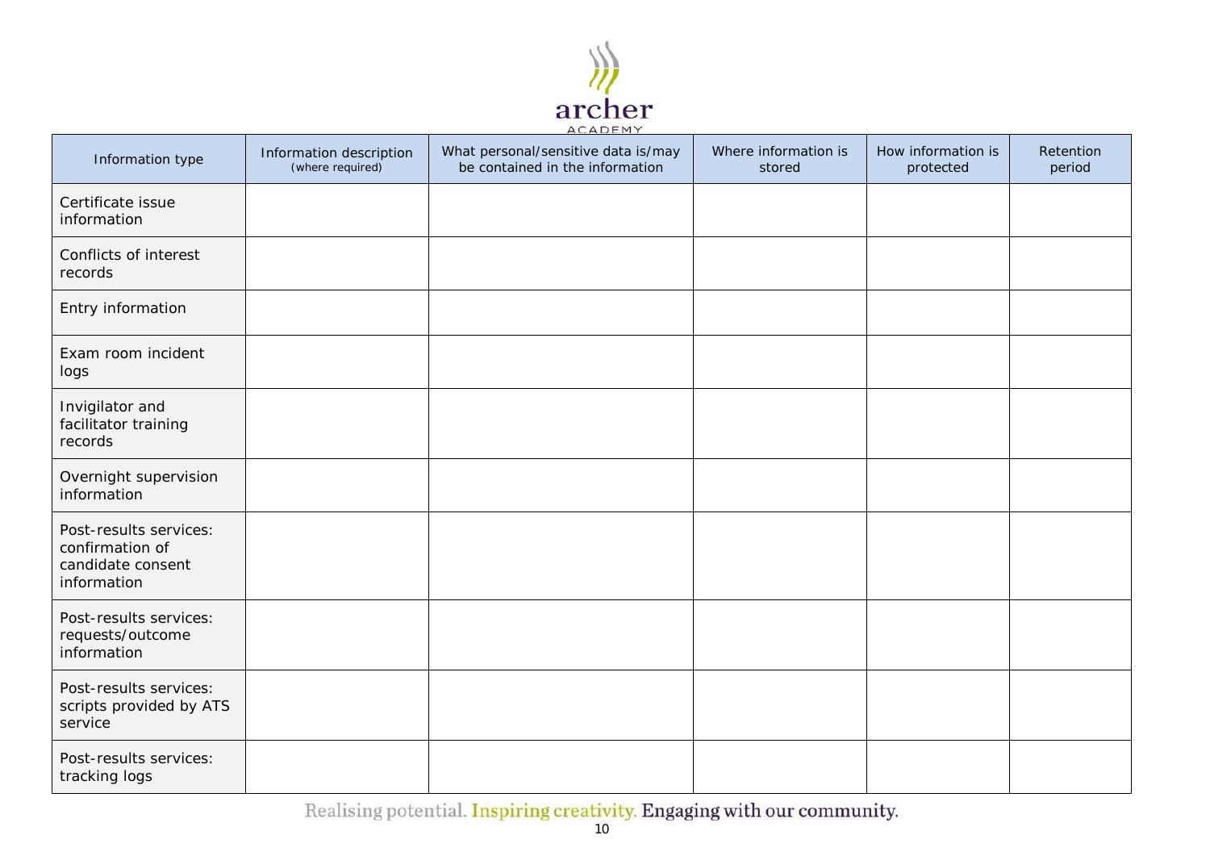| Information type | Information description (where required) | What personal/sensitive data is/may be contained in the information | Where information is stored | How information is protected | Retention period |
|---|---|---|---|---|---|
| Certificate issue information | | | | | |
| Conflicts of interest records | | | | | |
| Entry information | | | | | |
| Exam room incident logs | | | | | |
| Invigilator and facilitator training records | | | | | |
| Overnight supervision information | | | | | |
| Post-results services: confirmation of candidate consent information | | | | | |
| Post-results services: requests/outcome information | | | | | |
| Post-results services: scripts provided by ATS service | | | | | |
| Post-results services: tracking logs | | | | | |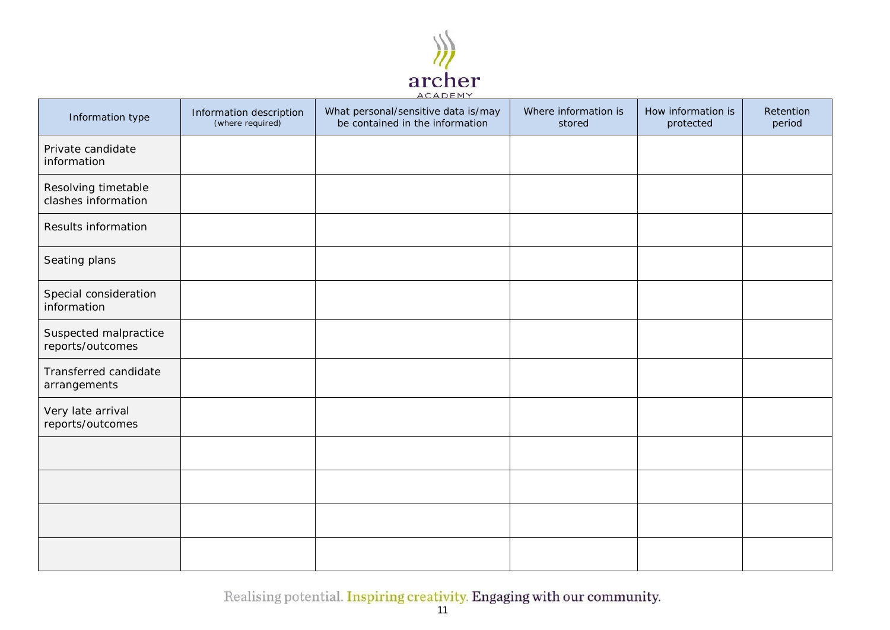| Information type | Information description (where required) | What personal/sensitive data is/may be contained in the information | Where information is stored | How information is protected | Retention period |
|---|---|---|---|---|---|
| Private candidate information | | | | | |
| Resolving timetable clashes information | | | | | |
| Results information | | | | | |
| Seating plans | | | | | |
| Special consideration information | | | | | |
| Suspected malpractice reports/outcomes | | | | | |
| Transferred candidate arrangements | | | | | |
| Very late arrival reports/outcomes | | | | | |
| | | | | | |
| | | | | | |
| | | | | | |
| | | | | | |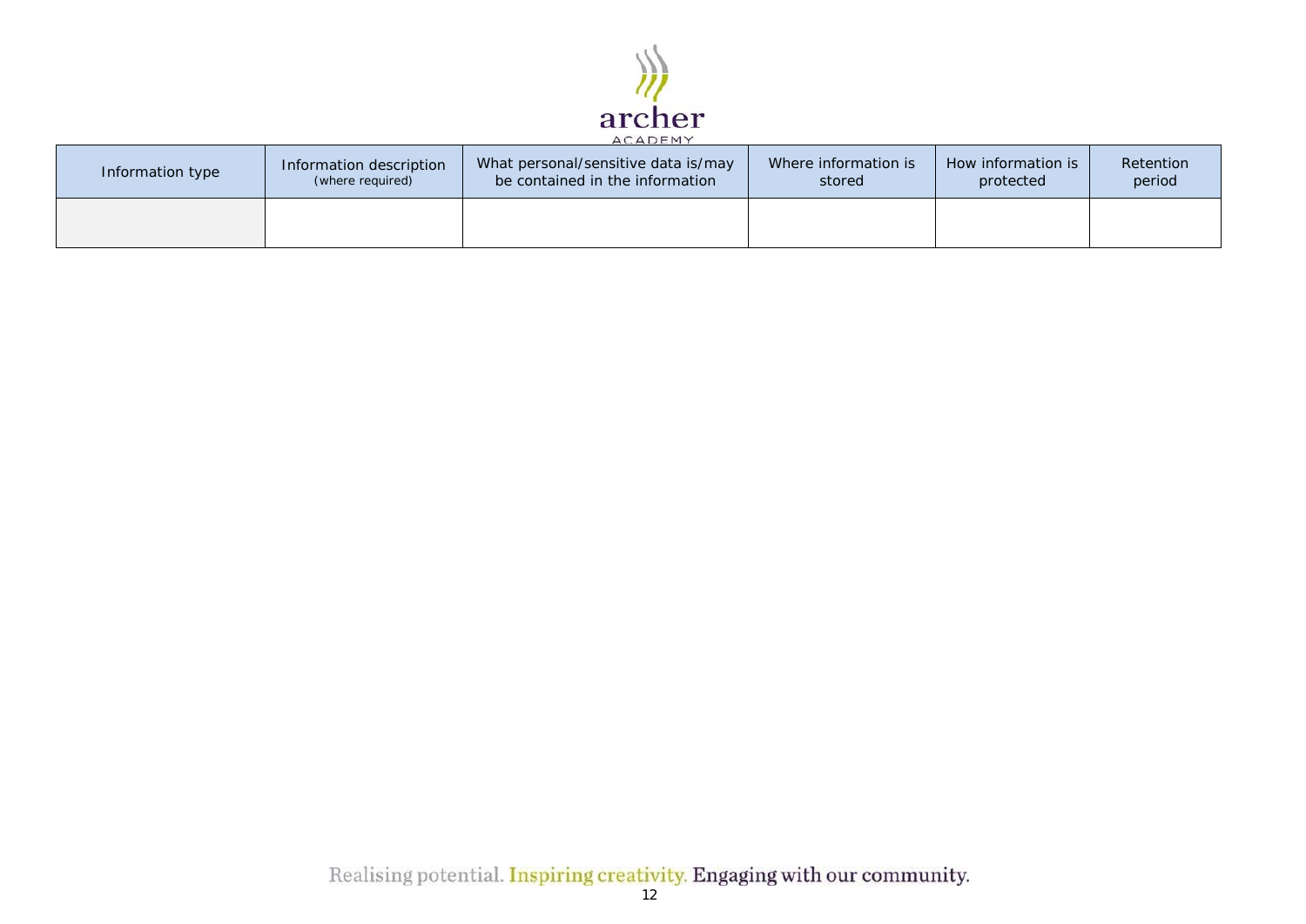| Information type | Information description (where required) | What personal/sensitive data is/may be contained in the information | Where information is stored | How information is protected | Retention period |
|---|---|---|---|---|---|
| | | | | | |